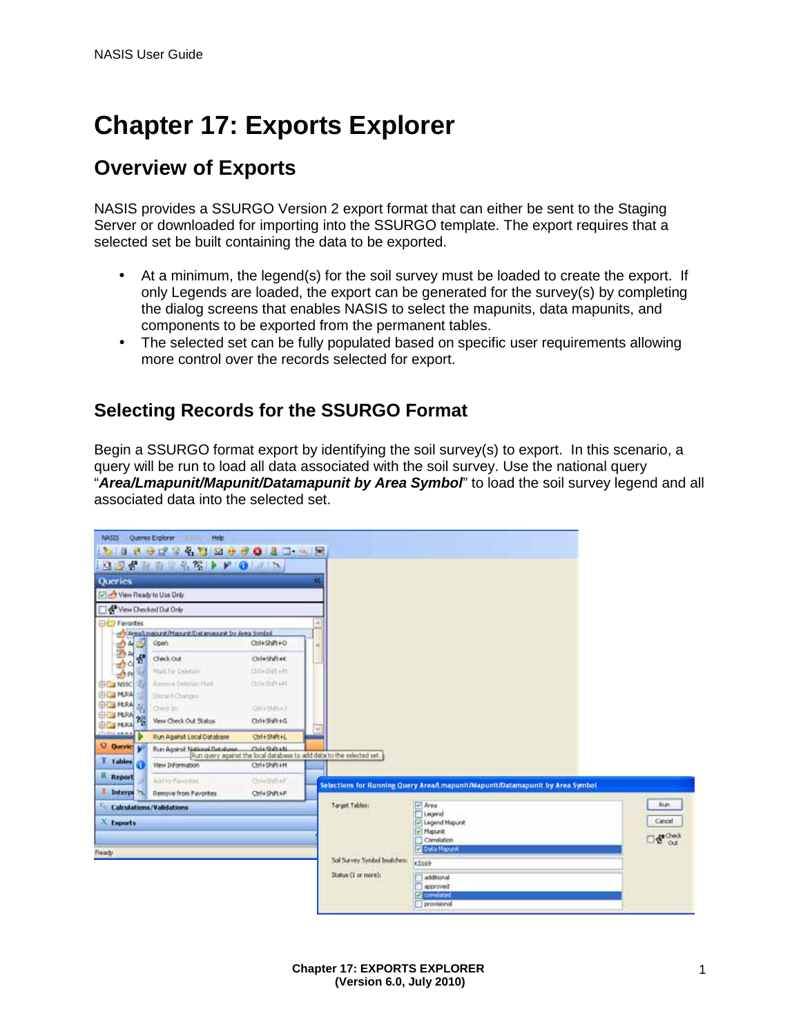# Chapter 17: Exports Explorer

## Overview of Exports

NASIS provides a SSURGO Version 2 export format that can either be sent to the Staging Server or downloaded for importing into the SSURGO template. The export requires that a selected set be built containing the data to be exported.

- At a minimum, the legend(s) for the soil survey must be loaded to create the export. If only Legends are loaded, the export can be generated for the survey(s) by completing the dialog screens that enables NASIS to select the mapunits, data mapunits, and components to be exported from the permanent tables.
- The selected set can be fully populated based on specific user requirements allowing more control over the records selected for export.

## Selecting Records for the SSURGO Format

Begin a SSURGO format export by identifying the soil survey(s) to export. In this scenario, a query will be run to load all data associated with the soil survey. Use the national query "***Area/Lmapunit/Mapunit/Datamapunit by Area Symbol***" to load the soil survey legend and all associated data into the selected set.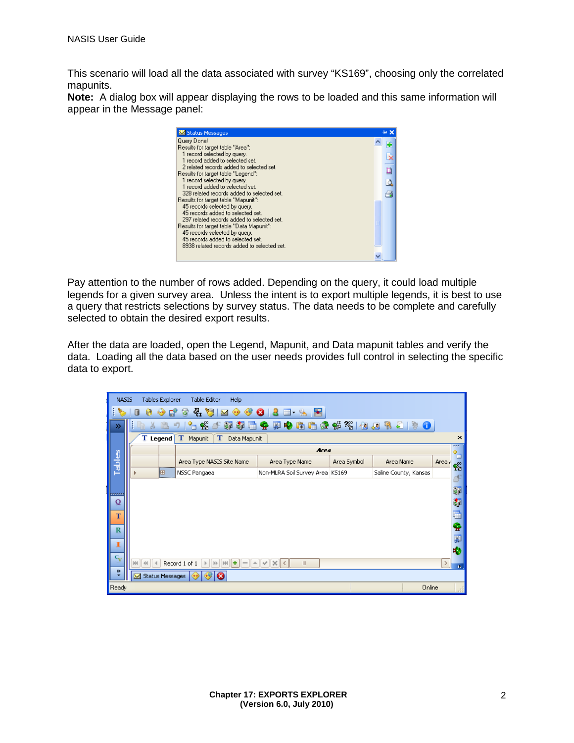This scenario will load all the data associated with survey "KS169", choosing only the correlated mapunits.

**Note:** A dialog box will appear displaying the rows to be loaded and this same information will appear in the Message panel:

Pay attention to the number of rows added. Depending on the query, it could load multiple legends for a given survey area. Unless the intent is to export multiple legends, it is best to use a query that restricts selections by survey status. The data needs to be complete and carefully selected to obtain the desired export results.

After the data are loaded, open the Legend, Mapunit, and Data mapunit tables and verify the data. Loading all the data based on the user needs provides full control in selecting the specific data to export.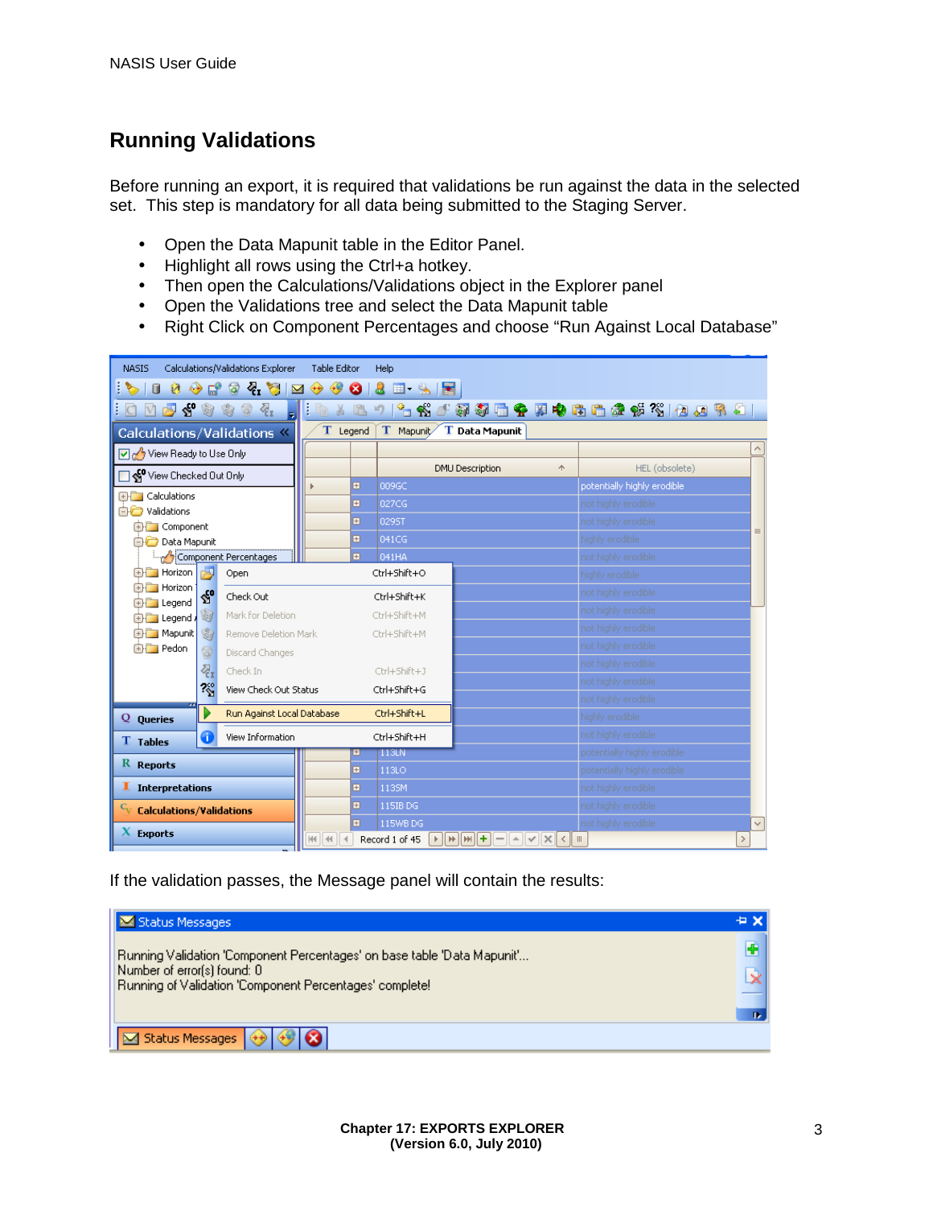## Running Validations

Before running an export, it is required that validations be run against the data in the selected set. This step is mandatory for all data being submitted to the Staging Server.

- Open the Data Mapunit table in the Editor Panel.
- Highlight all rows using the Ctrl+a hotkey.
- Then open the Calculations/Validations object in the Explorer panel
- Open the Validations tree and select the Data Mapunit table
- Right Click on Component Percentages and choose "Run Against Local Database"

If the validation passes, the Message panel will contain the results: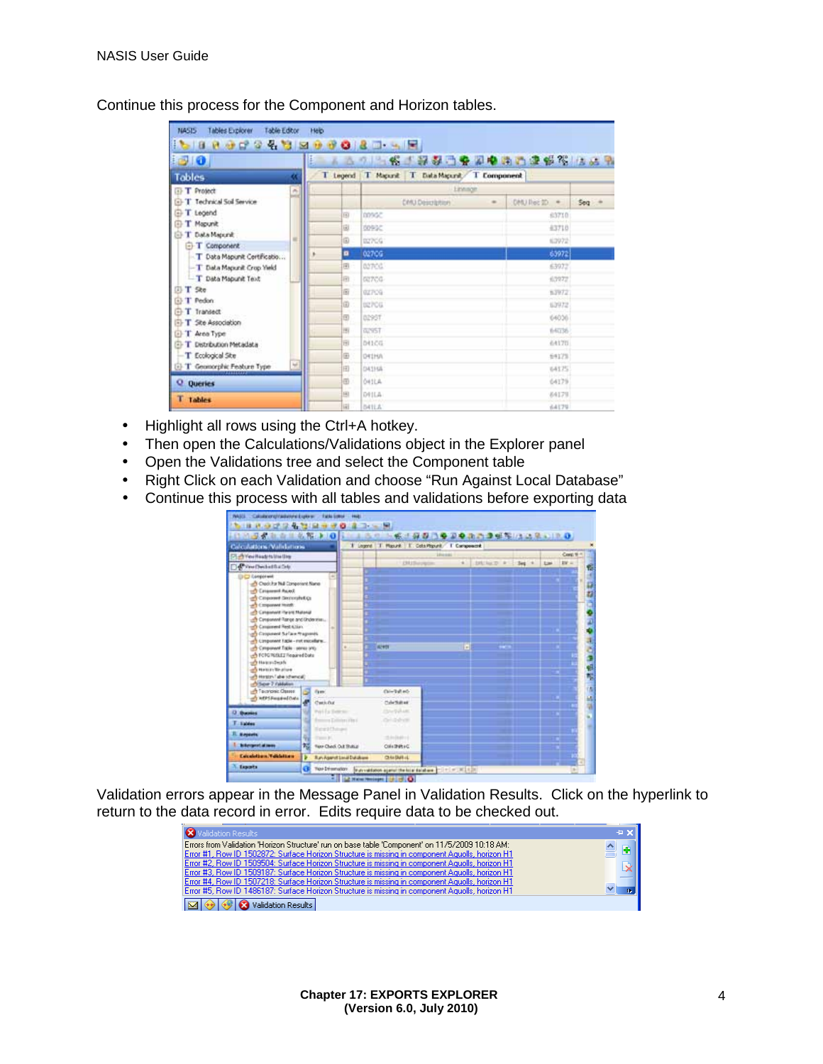Continue this process for the Component and Horizon tables.

- Highlight all rows using the Ctrl+A hotkey.
- Then open the Calculations/Validations object in the Explorer panel
- Open the Validations tree and select the Component table
- Right Click on each Validation and choose “Run Against Local Database”
- Continue this process with all tables and validations before exporting data

Validation errors appear in the Message Panel in Validation Results. Click on the hyperlink to return to the data record in error. Edits require data to be checked out.

Validation Results

Errors from Validation 'Horizon Structure' run on base table 'Component' on 11/5/2009 10:18 AM:
Error #1, Row ID 1502872: Surface Horizon Structure is missing in component Aquolls, horizon H1
Error #2, Row ID 1509504: Surface Horizon Structure is missing in component Aquolls, horizon H1
Error #3, Row ID 1509187: Surface Horizon Structure is missing in component Aquolls, horizon H1
Error #4, Row ID 1507218: Surface Horizon Structure is missing in component Aquolls, horizon H1
Error #5, Row ID 1486187: Surface Horizon Structure is missing in component Aquolls, horizon H1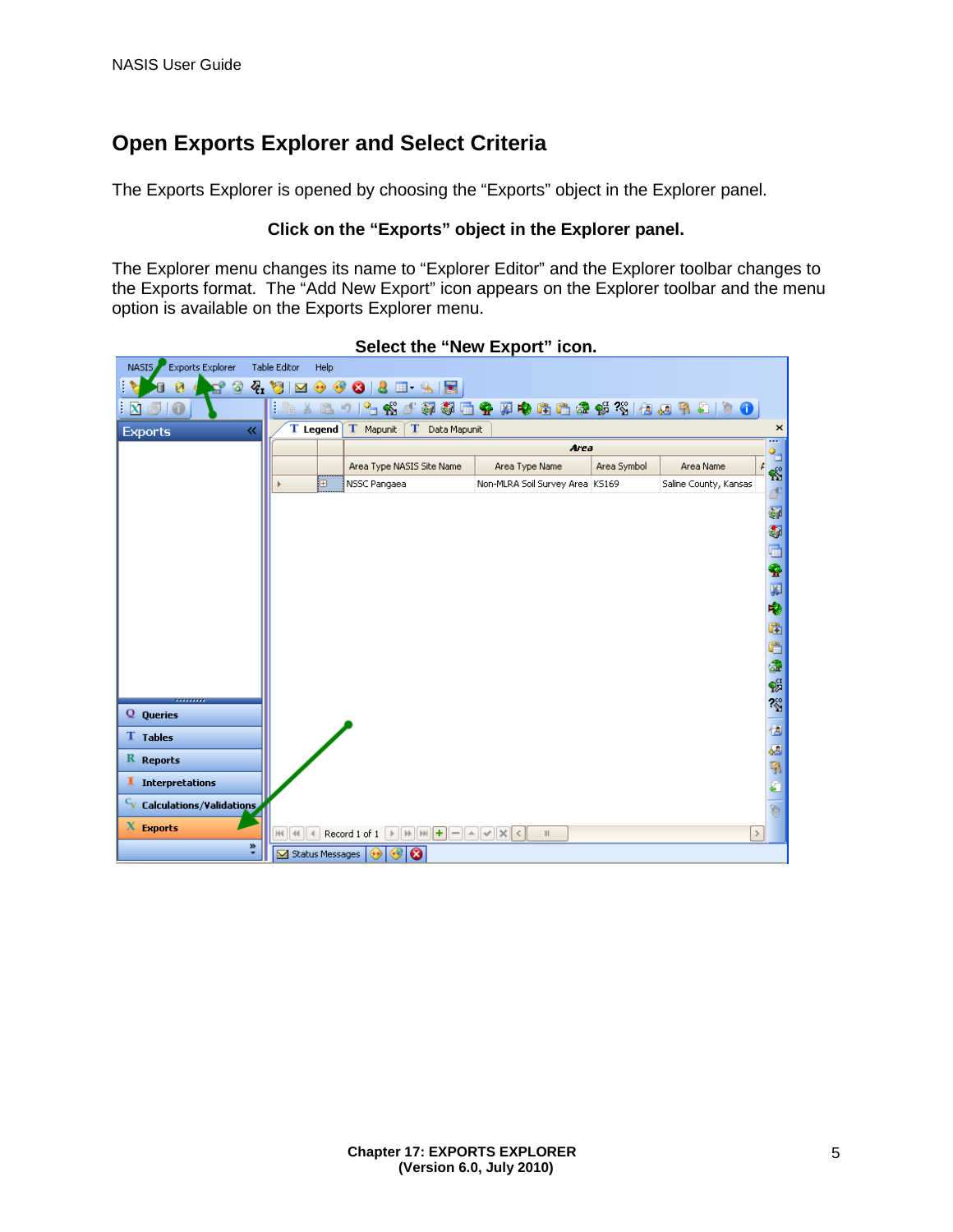## Open Exports Explorer and Select Criteria

The Exports Explorer is opened by choosing the "Exports" object in the Explorer panel.

**Click on the "Exports" object in the Explorer panel.**

The Explorer menu changes its name to "Explorer Editor" and the Explorer toolbar changes to the Exports format. The "Add New Export" icon appears on the Explorer toolbar and the menu option is available on the Exports Explorer menu.

**Select the "New Export" icon.**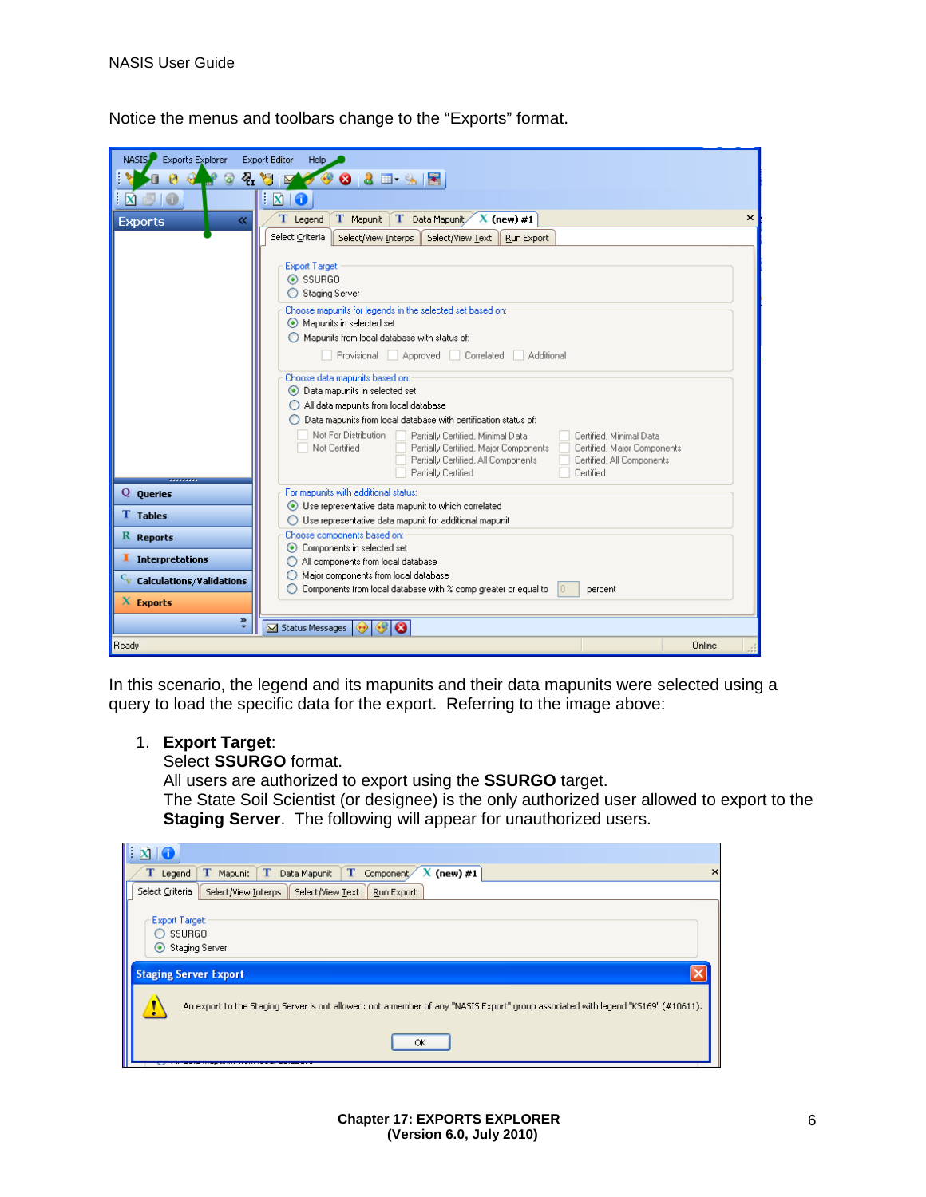Notice the menus and toolbars change to the “Exports” format.

In this scenario, the legend and its mapunits and their data mapunits were selected using a query to load the specific data for the export. Referring to the image above:

1. **Export Target**:
   Select **SSURGO** format.
   All users are authorized to export using the **SSURGO** target.
   The State Soil Scientist (or designee) is the only authorized user allowed to export to the **Staging Server**. The following will appear for unauthorized users.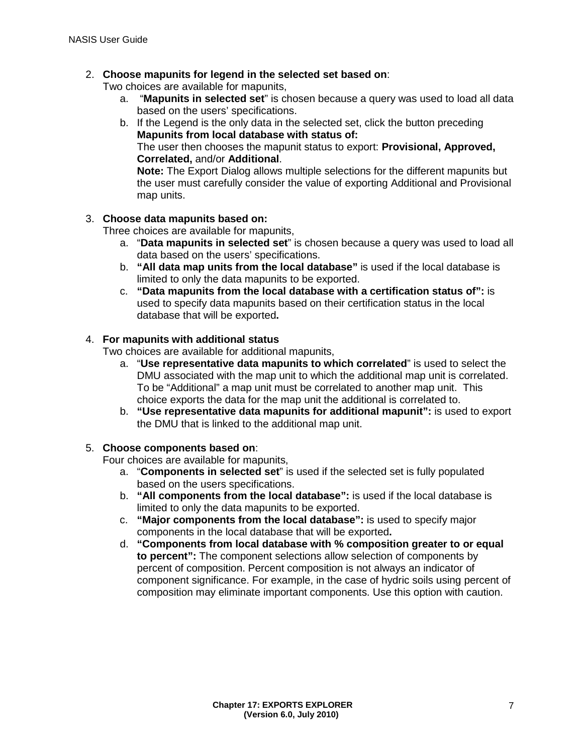2. **Choose mapunits for legend in the selected set based on**:
   Two choices are available for mapunits,
   a. "**Mapunits in selected set**" is chosen because a query was used to load all data based on the users' specifications.
   b. If the Legend is the only data in the selected set, click the button preceding **Mapunits from local database with status of:**
      The user then chooses the mapunit status to export: **Provisional, Approved, Correlated,** and/or **Additional**.
      **Note:** The Export Dialog allows multiple selections for the different mapunits but the user must carefully consider the value of exporting Additional and Provisional map units.

3. **Choose data mapunits based on:**
   Three choices are available for mapunits,
   a. "**Data mapunits in selected set**" is chosen because a query was used to load all data based on the users' specifications.
   b. **"All data map units from the local database"** is used if the local database is limited to only the data mapunits to be exported.
   c. **"Data mapunits from the local database with a certification status of":** is used to specify data mapunits based on their certification status in the local database that will be exported**.**

4. **For mapunits with additional status**
   Two choices are available for additional mapunits,
   a. "**Use representative data mapunits to which correlated**" is used to select the DMU associated with the map unit to which the additional map unit is correlated. To be "Additional" a map unit must be correlated to another map unit. This choice exports the data for the map unit the additional is correlated to.
   b. **"Use representative data mapunits for additional mapunit":** is used to export the DMU that is linked to the additional map unit.

5. **Choose components based on**:
   Four choices are available for mapunits,
   a. "**Components in selected set**" is used if the selected set is fully populated based on the users specifications.
   b. **"All components from the local database":** is used if the local database is limited to only the data mapunits to be exported.
   c. **"Major components from the local database":** is used to specify major components in the local database that will be exported**.**
   d. **"Components from local database with % composition greater to or equal to percent":** The component selections allow selection of components by percent of composition. Percent composition is not always an indicator of component significance. For example, in the case of hydric soils using percent of composition may eliminate important components. Use this option with caution.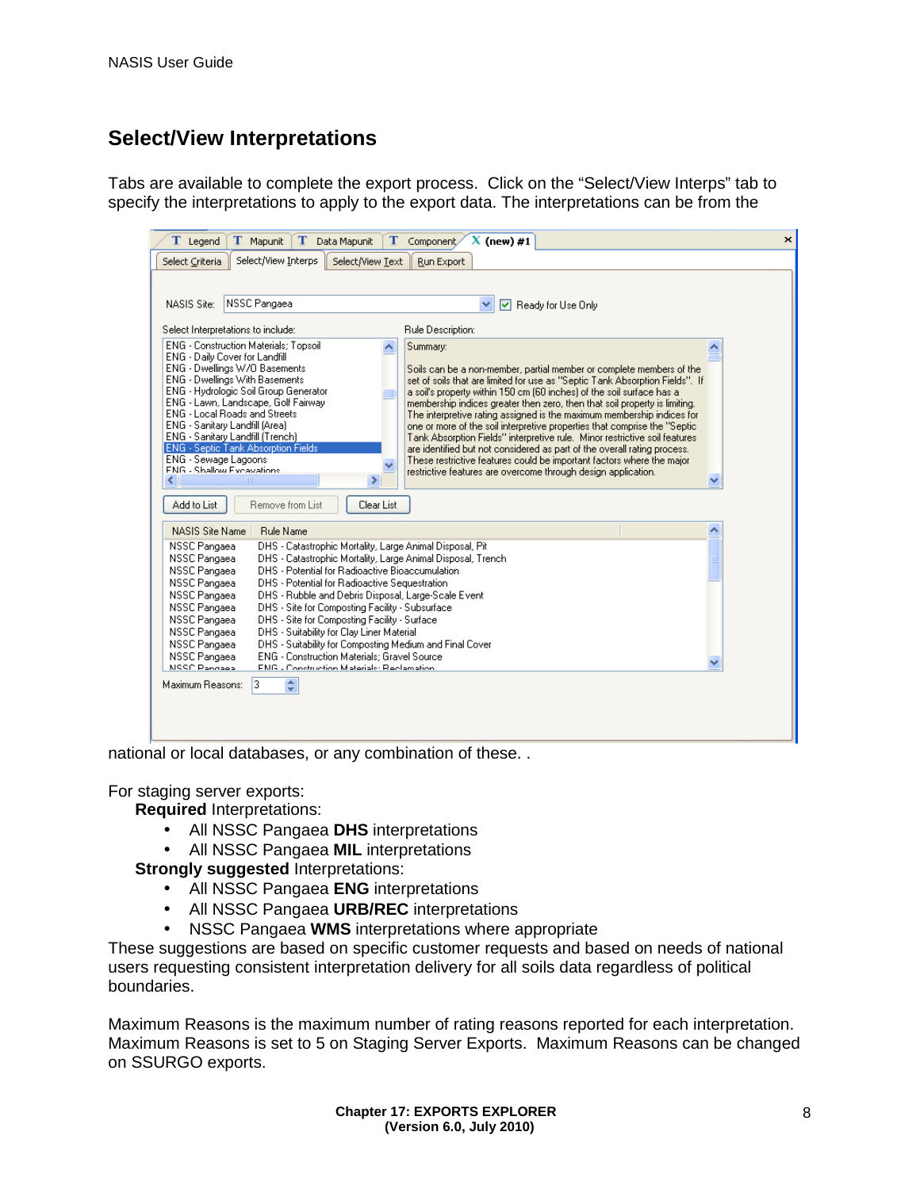## Select/View Interpretations

Tabs are available to complete the export process. Click on the "Select/View Interps" tab to specify the interpretations to apply to the export data. The interpretations can be from the national or local databases, or any combination of these. .

For staging server exports:

**Required** Interpretations:

- All NSSC Pangaea **DHS** interpretations
- All NSSC Pangaea **MIL** interpretations

**Strongly suggested** Interpretations:

- All NSSC Pangaea **ENG** interpretations
- All NSSC Pangaea **URB/REC** interpretations
- NSSC Pangaea **WMS** interpretations where appropriate

These suggestions are based on specific customer requests and based on needs of national users requesting consistent interpretation delivery for all soils data regardless of political boundaries.

Maximum Reasons is the maximum number of rating reasons reported for each interpretation. Maximum Reasons is set to 5 on Staging Server Exports. Maximum Reasons can be changed on SSURGO exports.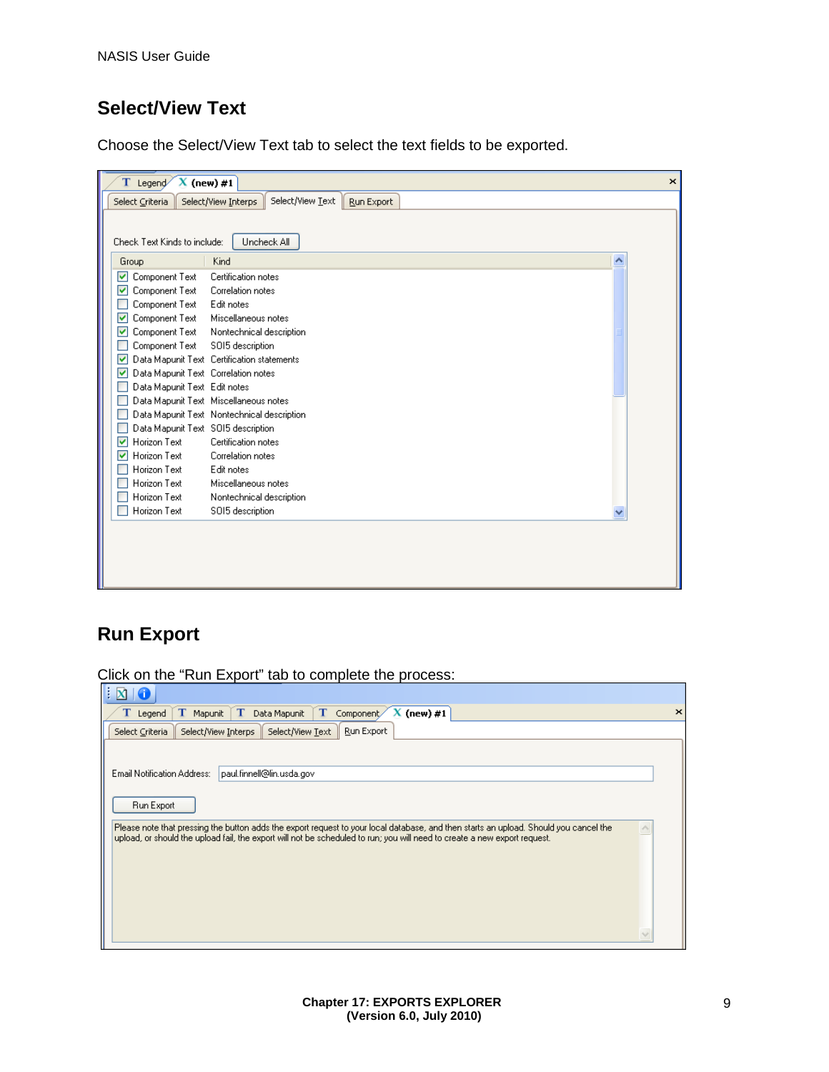## Select/View Text

Choose the Select/View Text tab to select the text fields to be exported.

## Run Export

Click on the "Run Export" tab to complete the process: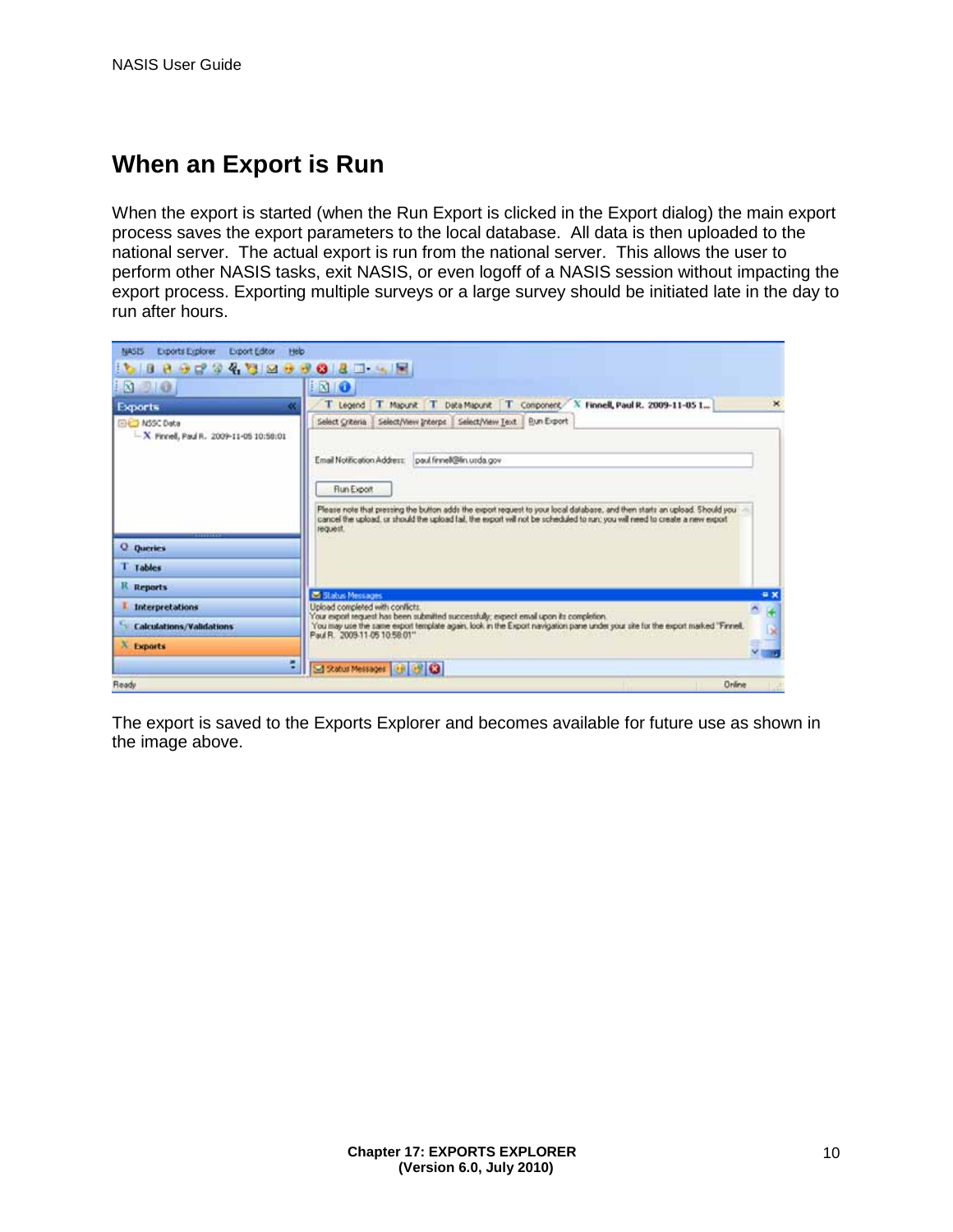# When an Export is Run

When the export is started (when the Run Export is clicked in the Export dialog) the main export process saves the export parameters to the local database. All data is then uploaded to the national server. The actual export is run from the national server. This allows the user to perform other NASIS tasks, exit NASIS, or even logoff of a NASIS session without impacting the export process. Exporting multiple surveys or a large survey should be initiated late in the day to run after hours.

The export is saved to the Exports Explorer and becomes available for future use as shown in the image above.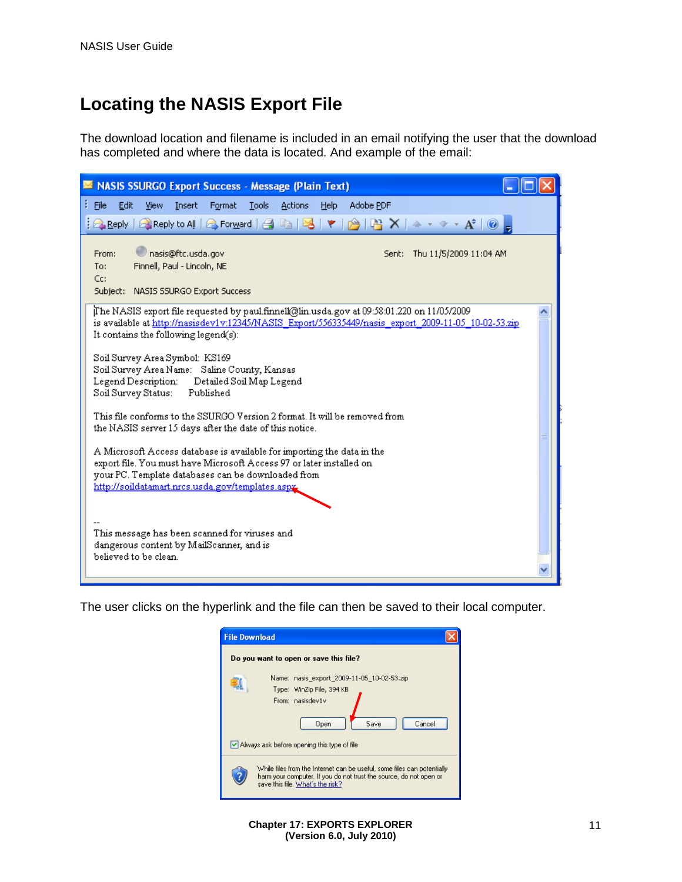# Locating the NASIS Export File

The download location and filename is included in an email notifying the user that the download has completed and where the data is located. And example of the email:

The user clicks on the hyperlink and the file can then be saved to their local computer.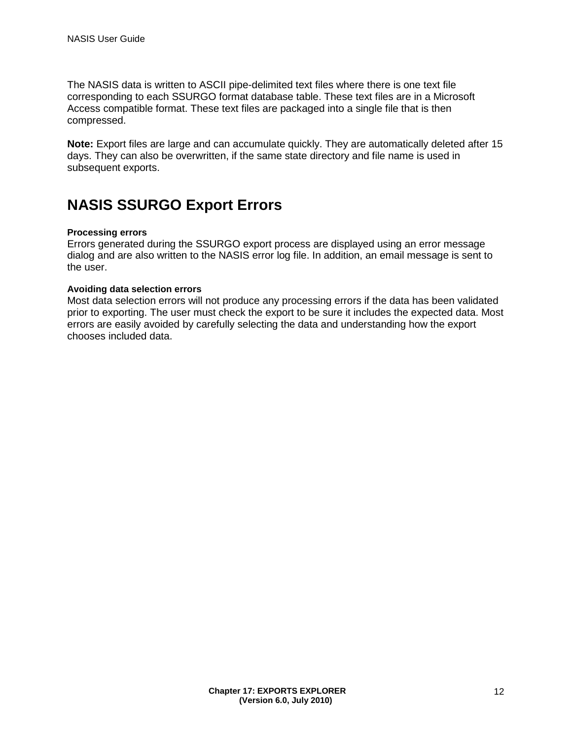The NASIS data is written to ASCII pipe-delimited text files where there is one text file corresponding to each SSURGO format database table. These text files are in a Microsoft Access compatible format. These text files are packaged into a single file that is then compressed.

**Note:** Export files are large and can accumulate quickly. They are automatically deleted after 15 days. They can also be overwritten, if the same state directory and file name is used in subsequent exports.

## NASIS SSURGO Export Errors

#### Processing errors

Errors generated during the SSURGO export process are displayed using an error message dialog and are also written to the NASIS error log file. In addition, an email message is sent to the user.

#### Avoiding data selection errors

Most data selection errors will not produce any processing errors if the data has been validated prior to exporting. The user must check the export to be sure it includes the expected data. Most errors are easily avoided by carefully selecting the data and understanding how the export chooses included data.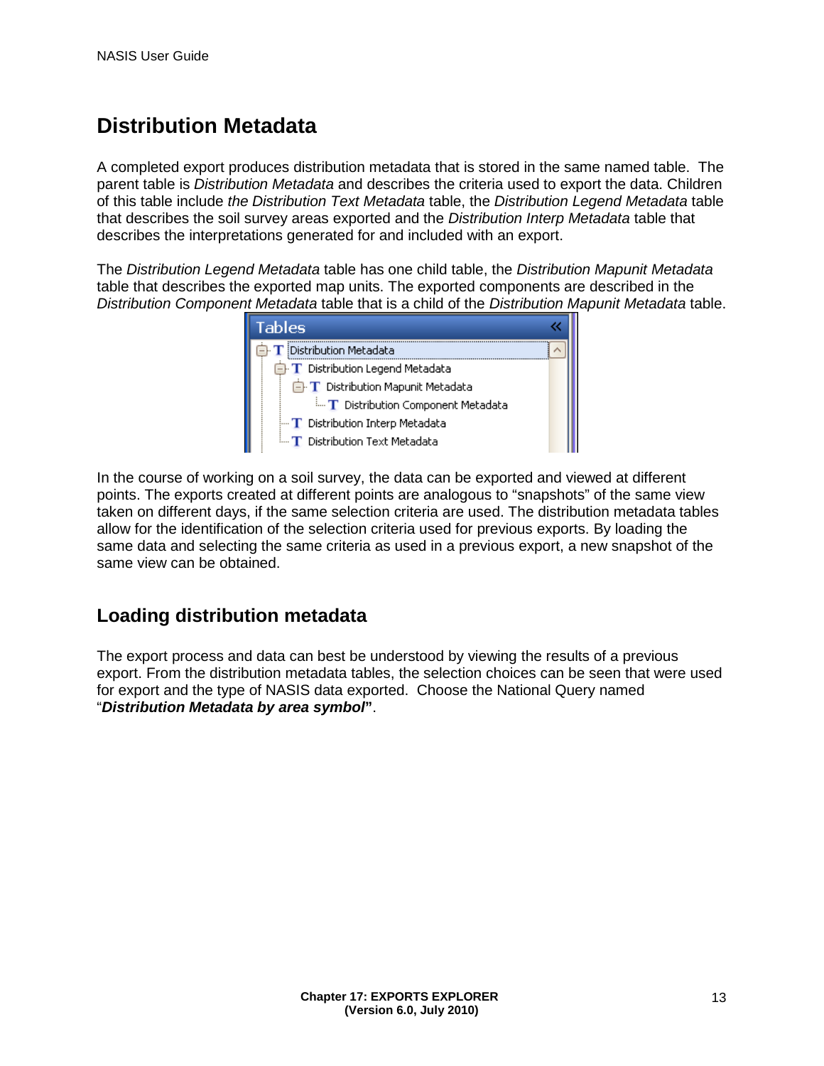# Distribution Metadata

A completed export produces distribution metadata that is stored in the same named table. The parent table is *Distribution Metadata* and describes the criteria used to export the data. Children of this table include *the Distribution Text Metadata* table, the *Distribution Legend Metadata* table that describes the soil survey areas exported and the *Distribution Interp Metadata* table that describes the interpretations generated for and included with an export.

The *Distribution Legend Metadata* table has one child table, the *Distribution Mapunit Metadata* table that describes the exported map units. The exported components are described in the *Distribution Component Metadata* table that is a child of the *Distribution Mapunit Metadata* table.

In the course of working on a soil survey, the data can be exported and viewed at different points. The exports created at different points are analogous to "snapshots" of the same view taken on different days, if the same selection criteria are used. The distribution metadata tables allow for the identification of the selection criteria used for previous exports. By loading the same data and selecting the same criteria as used in a previous export, a new snapshot of the same view can be obtained.

## Loading distribution metadata

The export process and data can best be understood by viewing the results of a previous export. From the distribution metadata tables, the selection choices can be seen that were used for export and the type of NASIS data exported. Choose the National Query named "***Distribution Metadata by area symbol***".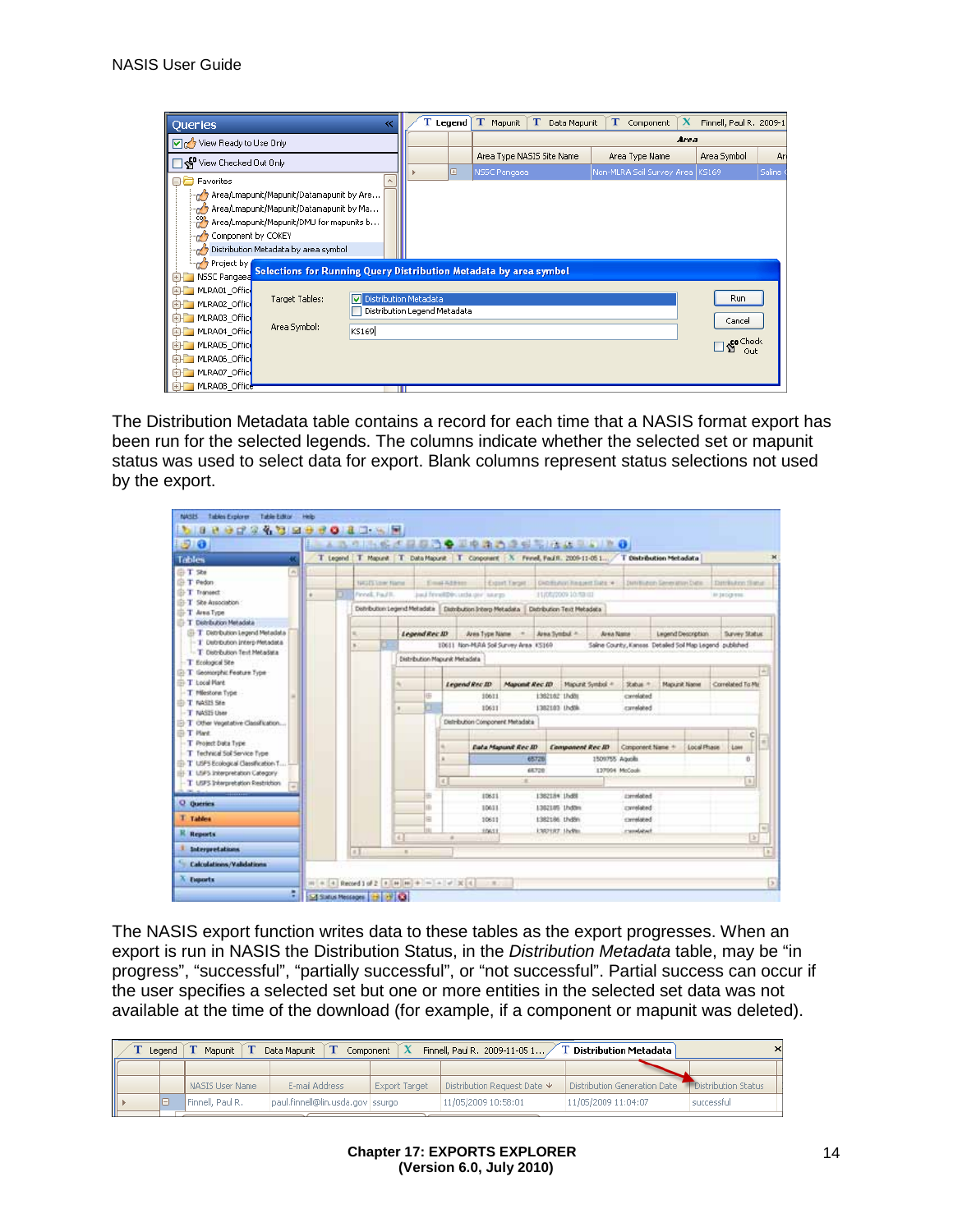The Distribution Metadata table contains a record for each time that a NASIS format export has been run for the selected legends. The columns indicate whether the selected set or mapunit status was used to select data for export. Blank columns represent status selections not used by the export.

The NASIS export function writes data to these tables as the export progresses. When an export is run in NASIS the Distribution Status, in the *Distribution Metadata* table, may be “in progress”, “successful”, “partially successful”, or “not successful”. Partial success can occur if the user specifies a selected set but one or more entities in the selected set data was not available at the time of the download (for example, if a component or mapunit was deleted).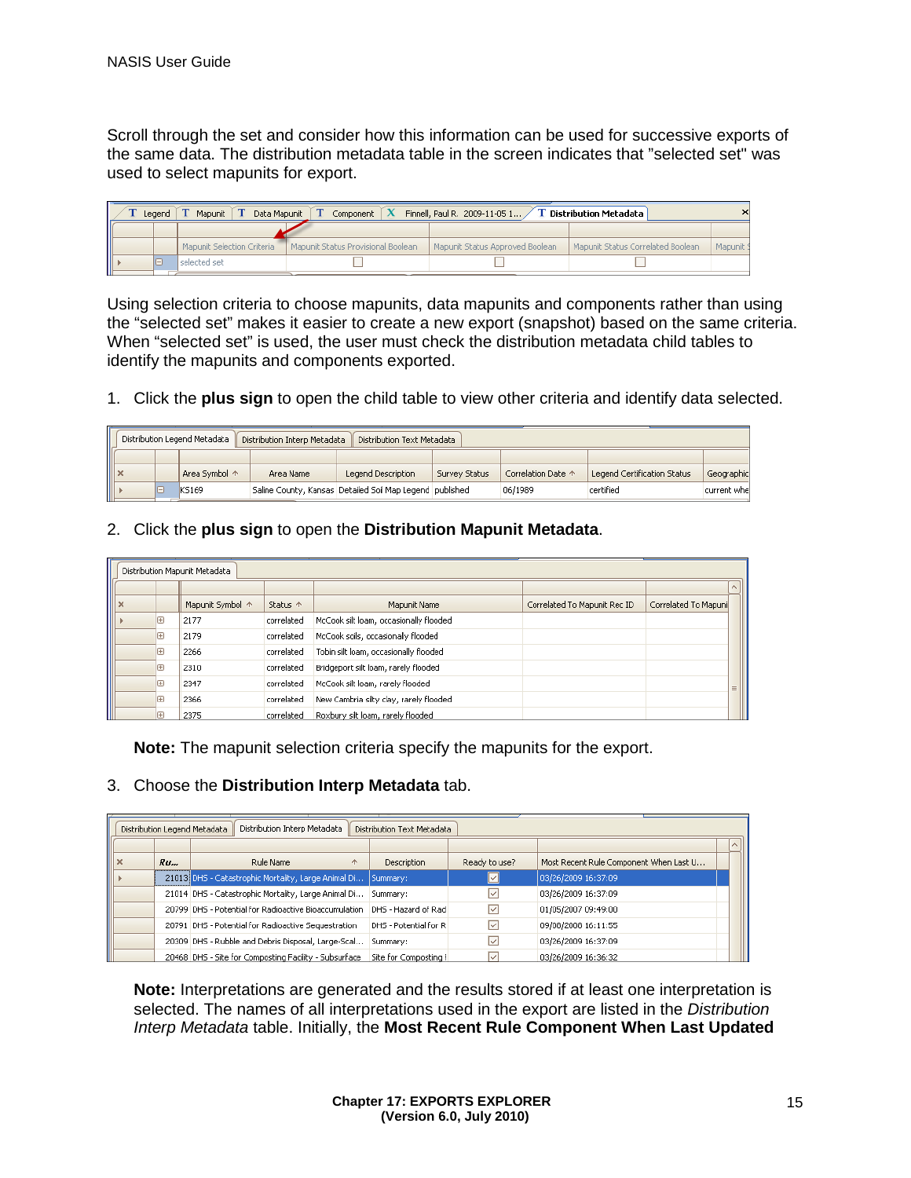Scroll through the set and consider how this information can be used for successive exports of the same data. The distribution metadata table in the screen indicates that "selected set" was used to select mapunits for export.

| | | Mapunit Selection Criteria | Mapunit Status Provisional Boolean | Mapunit Status Approved Boolean | Mapunit Status Correlated Boolean | Mapunit S |
|---|---|---|---|---|---|---|
| ▸ | ⊟ | selected set | ☐ | ☐ | ☐ | |

Using selection criteria to choose mapunits, data mapunits and components rather than using the "selected set" makes it easier to create a new export (snapshot) based on the same criteria. When "selected set" is used, the user must check the distribution metadata child tables to identify the mapunits and components exported.

1. Click the **plus sign** to open the child table to view other criteria and identify data selected.

| | | Area Symbol | Area Name | Legend Description | Survey Status | Correlation Date | Legend Certification Status | Geographic |
|---|---|---|---|---|---|---|---|---|
| ▸ | ⊟ | KS169 | Saline County, Kansas | Detailed Soil Map Legend | published | 06/1989 | certified | current whe |

2. Click the **plus sign** to open the **Distribution Mapunit Metadata**.

| | | Mapunit Symbol | Status | Mapunit Name | Correlated To Mapunit Rec ID | Correlated To Mapuni |
|---|---|---|---|---|---|---|
| ▸ | ⊞ | 2177 | correlated | McCook silt loam, occasionally flooded | | |
| | ⊞ | 2179 | correlated | McCook soils, occasionally flooded | | |
| | ⊞ | 2266 | correlated | Tobin silt loam, occasionally flooded | | |
| | ⊞ | 2310 | correlated | Bridgeport silt loam, rarely flooded | | |
| | ⊞ | 2347 | correlated | McCook silt loam, rarely flooded | | |
| | ⊞ | 2366 | correlated | New Cambria silty clay, rarely flooded | | |
| | ⊞ | 2375 | correlated | Roxbury silt loam, rarely flooded | | |

**Note:** The mapunit selection criteria specify the mapunits for the export.

3. Choose the **Distribution Interp Metadata** tab.

| | Ru... | Rule Name | Description | Ready to use? | Most Recent Rule Component When Last U... |
|---|---|---|---|---|---|
| ▸ | 21013 | DHS - Catastrophic Mortality, Large Animal Di... | Summary: | ☑ | 03/26/2009 16:37:09 |
| | 21014 | DHS - Catastrophic Mortality, Large Animal Di... | Summary: | ☑ | 03/26/2009 16:37:09 |
| | 20799 | DHS - Potential for Radioactive Bioaccumulation | DHS - Hazard of Rad | ☑ | 01/05/2007 09:49:00 |
| | 20791 | DHS - Potential for Radioactive Sequestration | DHS - Potential for R | ☑ | 09/08/2008 16:11:55 |
| | 20309 | DHS - Rubble and Debris Disposal, Large-Scal... | Summary: | ☑ | 03/26/2009 16:37:09 |
| | 20468 | DHS - Site for Composting Facility - Subsurface | Site for Composting I | ☑ | 03/26/2009 16:36:32 |

**Note:** Interpretations are generated and the results stored if at least one interpretation is selected. The names of all interpretations used in the export are listed in the *Distribution Interp Metadata* table. Initially, the **Most Recent Rule Component When Last Updated**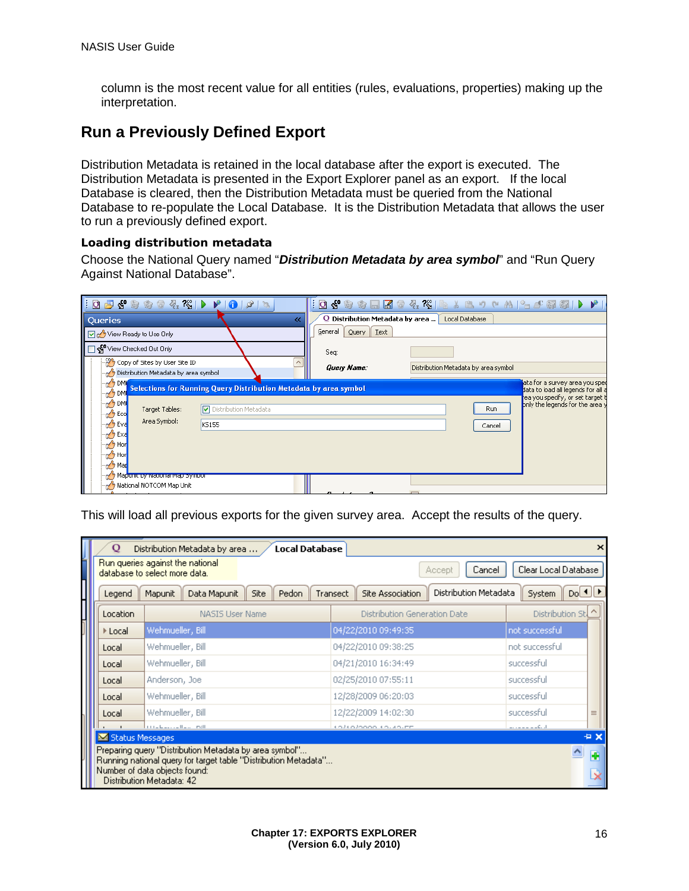column is the most recent value for all entities (rules, evaluations, properties) making up the interpretation.

## Run a Previously Defined Export

Distribution Metadata is retained in the local database after the export is executed. The Distribution Metadata is presented in the Export Explorer panel as an export. If the local Database is cleared, then the Distribution Metadata must be queried from the National Database to re-populate the Local Database. It is the Distribution Metadata that allows the user to run a previously defined export.

### Loading distribution metadata

Choose the National Query named "***Distribution Metadata by area symbol***" and "Run Query Against National Database".

This will load all previous exports for the given survey area. Accept the results of the query.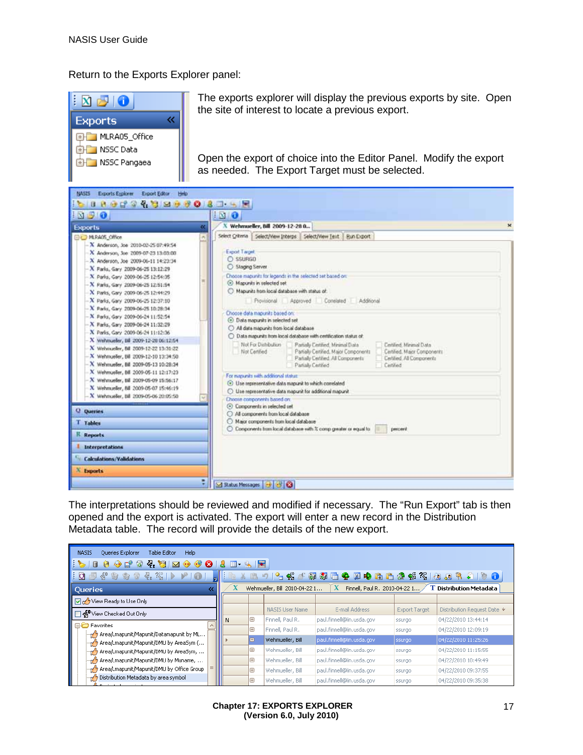Return to the Exports Explorer panel:

The exports explorer will display the previous exports by site. Open the site of interest to locate a previous export.

Open the export of choice into the Editor Panel. Modify the export as needed. The Export Target must be selected.

The interpretations should be reviewed and modified if necessary. The "Run Export" tab is then opened and the export is activated. The export will enter a new record in the Distribution Metadata table. The record will provide the details of the new export.